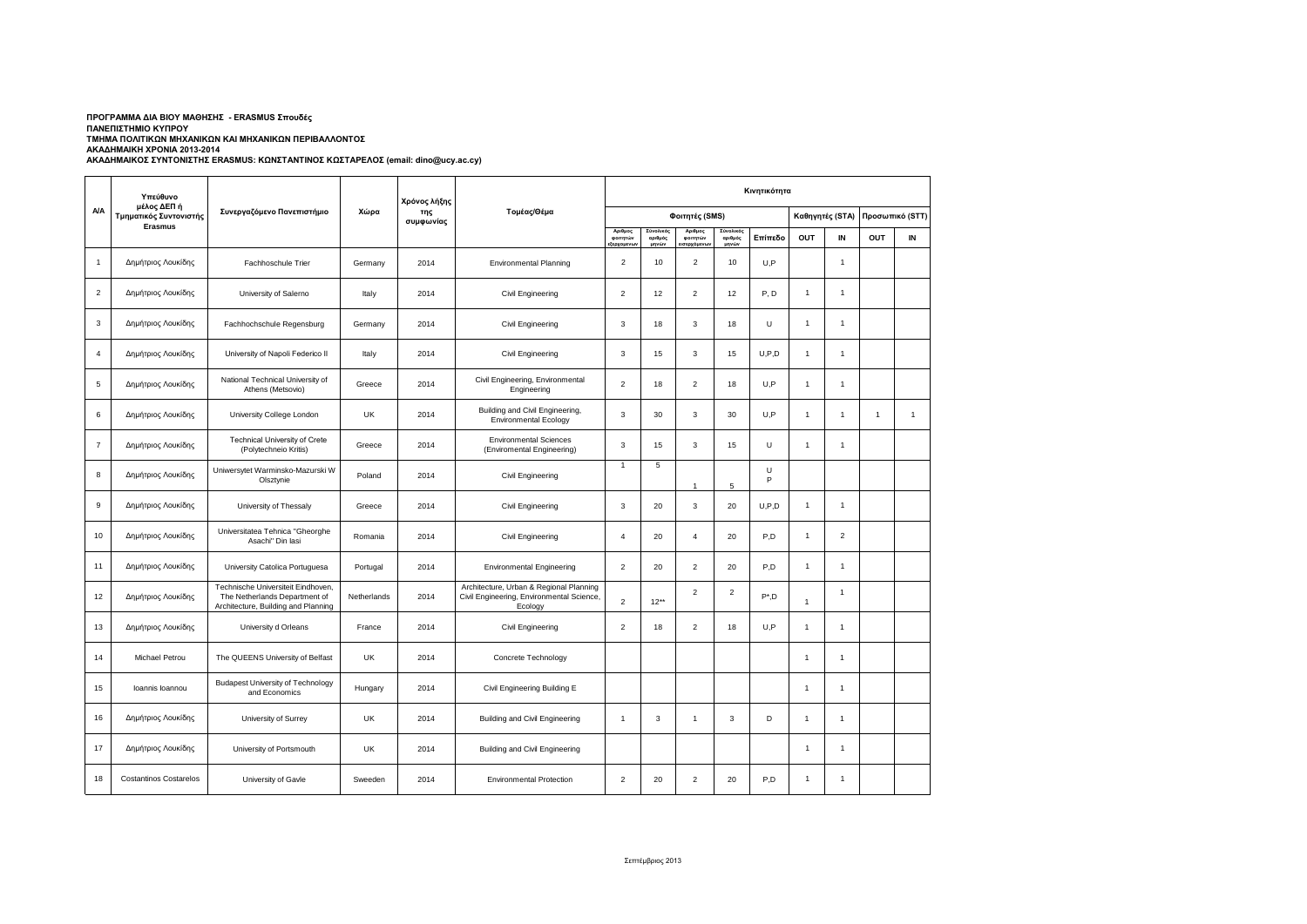**ΠΡΟΓΡΑΜΜΑ ΔΙΑ ΒΙΟΥ ΜΑΘΗΣΗΣ - ERASMUS Σπουδές**
**ΠΑΝΕΠΙΣΤΗΜΙΟ ΚΥΠΡΟΥ**
**ΤΜΗΜΑ ΠΟΛΙΤΙΚΩΝ ΜΗΧΑΝΙΚΩΝ ΚΑΙ ΜΗΧΑΝΙΚΩΝ ΠΕΡΙΒΑΛΛΟΝΤΟΣ**
**ΑΚΑΔΗΜΑΙΚΗ ΧΡΟΝΙΑ 2013-2014**
**ΑΚΑΔΗΜΑΙΚΟΣ ΣΥΝΤΟΝΙΣΤΗΣ ERASMUS: ΚΩΝΣΤΑΝΤΙΝΟΣ ΚΩΣΤΑΡΕΛΟΣ (email: dino@ucy.ac.cy)**

| Α/Α | Υπεύθυνο μέλος ΔΕΠ ή Τμηματικός Συντονιστής Erasmus | Συνεργαζόμενο Πανεπιστήμιο | Χώρα | Χρόνος λήξης της συμφωνίας | Τομέας/Θέμα | Κινητικότητα | | | | | | | | |
|---|---|---|---|---|---|---|---|---|---|---|---|---|---|---|
| | | | | | | Φοιτητές (SMS) | | | | | Καθηγητές (STA) | | Προσωπικό (STT) | |
| | | | | | | Αριθμός φοιτητών εξερχομένων | Συνολικός αριθμός μηνών | Αριθμός φοιτητών εισερχομένων | Συνολικός αριθμός μηνών | Επίπεδο | OUT | IN | OUT | IN |
| 1 | Δημήτριος Λουκίδης | Fachhoschule Trier | Germany | 2014 | Environmental Planning | 2 | 10 | 2 | 10 | U,P | | 1 | | |
| 2 | Δημήτριος Λουκίδης | University of Salerno | Italy | 2014 | Civil Engineering | 2 | 12 | 2 | 12 | P, D | 1 | 1 | | |
| 3 | Δημήτριος Λουκίδης | Fachhochschule Regensburg | Germany | 2014 | Civil Engineering | 3 | 18 | 3 | 18 | U | 1 | 1 | | |
| 4 | Δημήτριος Λουκίδης | University of Napoli Federico II | Italy | 2014 | Civil Engineering | 3 | 15 | 3 | 15 | U,P,D | 1 | 1 | | |
| 5 | Δημήτριος Λουκίδης | National Technical University of Athens (Metsovio) | Greece | 2014 | Civil Engineering, Environmental Engineering | 2 | 18 | 2 | 18 | U,P | 1 | 1 | | |
| 6 | Δημήτριος Λουκίδης | University College London | UK | 2014 | Building and Civil Engineering, Environmental Ecology | 3 | 30 | 3 | 30 | U,P | 1 | 1 | 1 | 1 |
| 7 | Δημήτριος Λουκίδης | Technical University of Crete (Polytechneio Kritis) | Greece | 2014 | Environmental Sciences (Enviromental Engineering) | 3 | 15 | 3 | 15 | U | 1 | 1 | | |
| 8 | Δημήτριος Λουκίδης | Uniwersytet Warminsko-Mazurski W Olsztynie | Poland | 2014 | Civil Engineering | 1 | 5 | 1 | 5 | U P | | | | |
| 9 | Δημήτριος Λουκίδης | University of Thessaly | Greece | 2014 | Civil Engineering | 3 | 20 | 3 | 20 | U,P,D | 1 | 1 | | |
| 10 | Δημήτριος Λουκίδης | Universitatea Tehnica "Gheorghe Asachi" Din Iasi | Romania | 2014 | Civil Engineering | 4 | 20 | 4 | 20 | P,D | 1 | 2 | | |
| 11 | Δημήτριος Λουκίδης | University Catolica Portuguesa | Portugal | 2014 | Environmental Engineering | 2 | 20 | 2 | 20 | P,D | 1 | 1 | | |
| 12 | Δημήτριος Λουκίδης | Technische Universiteit Eindhoven, The Netherlands Department of Architecture, Building and Planning | Netherlands | 2014 | Architecture, Urban & Regional Planning Civil Engineering, Environmental Science, Ecology | 2 | 12** | 2 | 2 | P*,D | 1 | 1 | | |
| 13 | Δημήτριος Λουκίδης | University d Orleans | France | 2014 | Civil Engineering | 2 | 18 | 2 | 18 | U,P | 1 | 1 | | |
| 14 | Michael Petrou | The QUEENS University of Belfast | UK | 2014 | Concrete Technology | | | | | | 1 | 1 | | |
| 15 | Ioannis Ioannou | Budapest University of Technology and Economics | Hungary | 2014 | Civil Engineering Building E | | | | | | 1 | 1 | | |
| 16 | Δημήτριος Λουκίδης | University of Surrey | UK | 2014 | Building and Civil Engineering | 1 | 3 | 1 | 3 | D | 1 | 1 | | |
| 17 | Δημήτριος Λουκίδης | University of Portsmouth | UK | 2014 | Building and Civil Engineering | | | | | | 1 | 1 | | |
| 18 | Costantinos Costarelos | University of Gavle | Sweeden | 2014 | Environmental Protection | 2 | 20 | 2 | 20 | P,D | 1 | 1 | | |

Σεπτέμβριος 2013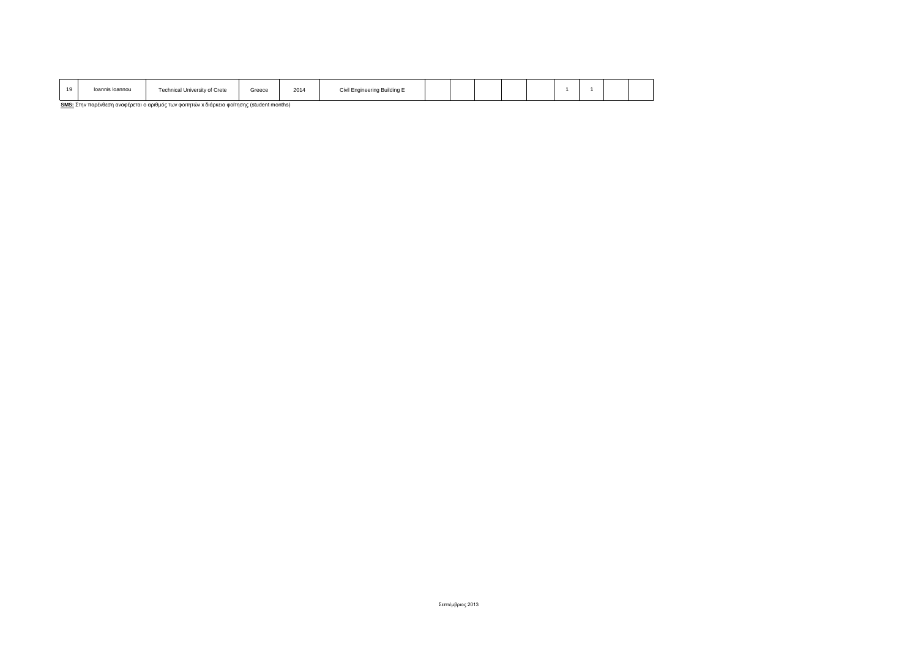| | | | | | | | | | | | | | | |
|---|---|---|---|---|---|---|---|---|---|---|---|---|---|---|
| 19 | Ioannis Ioannou | Technical University of Crete | Greece | 2014 | Civil Engineering Building E | | | | | | 1 | 1 | | |

**SMS:** Στην παρένθεση αναφέρεται ο αριθμός των φοιτητών x διάρκεια φοίτησης (student months)